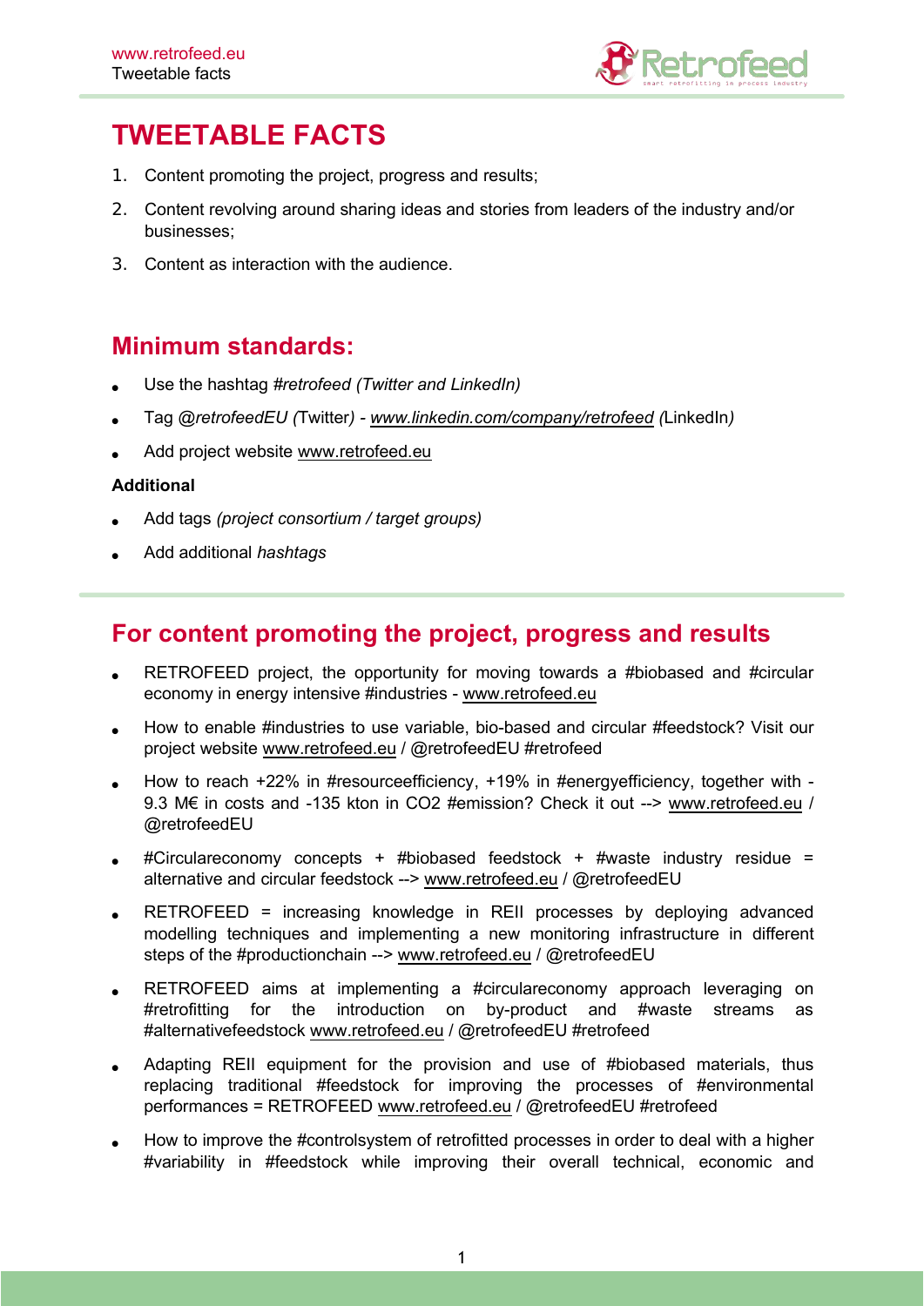# TWEETABLE FACTS

1. Content promoting the project, progress and results;
2. Content revolving around sharing ideas and stories from leaders of the industry and/or businesses;
3. Content as interaction with the audience.

## Minimum standards:

- Use the hashtag *#retrofeed (Twitter and LinkedIn)*
- Tag *@retrofeedEU (*Twitter*) - www.linkedin.com/company/retrofeed (*LinkedIn*)*
- Add project website www.retrofeed.eu

**Additional**

- Add tags *(project consortium / target groups)*
- Add additional *hashtags*

## For content promoting the project, progress and results

- RETROFEED project, the opportunity for moving towards a #biobased and #circular economy in energy intensive #industries - www.retrofeed.eu
- How to enable #industries to use variable, bio-based and circular #feedstock? Visit our project website www.retrofeed.eu / @retrofeedEU #retrofeed
- How to reach +22% in #resourceefficiency, +19% in #energyefficiency, together with -9.3 M€ in costs and -135 kton in CO2 #emission? Check it out --> www.retrofeed.eu / @retrofeedEU
- #Circulareconomy concepts + #biobased feedstock + #waste industry residue = alternative and circular feedstock --> www.retrofeed.eu / @retrofeedEU
- RETROFEED = increasing knowledge in REII processes by deploying advanced modelling techniques and implementing a new monitoring infrastructure in different steps of the #productionchain --> www.retrofeed.eu / @retrofeedEU
- RETROFEED aims at implementing a #circulareconomy approach leveraging on #retrofitting for the introduction on by-product and #waste streams as #alternativefeedstock www.retrofeed.eu / @retrofeedEU #retrofeed
- Adapting REII equipment for the provision and use of #biobased materials, thus replacing traditional #feedstock for improving the processes of #environmental performances = RETROFEED www.retrofeed.eu / @retrofeedEU #retrofeed
- How to improve the #controlsystem of retrofitted processes in order to deal with a higher #variability in #feedstock while improving their overall technical, economic and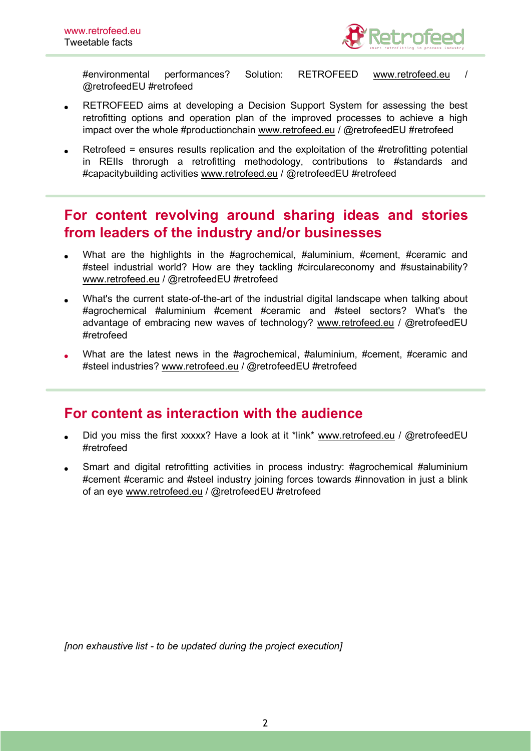#environmental performances? Solution: RETROFEED www.retrofeed.eu / @retrofeedEU #retrofeed

- RETROFEED aims at developing a Decision Support System for assessing the best retrofitting options and operation plan of the improved processes to achieve a high impact over the whole #productionchain www.retrofeed.eu / @retrofeedEU #retrofeed
- Retrofeed = ensures results replication and the exploitation of the #retrofitting potential in REIIs throrugh a retrofitting methodology, contributions to #standards and #capacitybuilding activities www.retrofeed.eu / @retrofeedEU #retrofeed

## For content revolving around sharing ideas and stories from leaders of the industry and/or businesses

- What are the highlights in the #agrochemical, #aluminium, #cement, #ceramic and #steel industrial world? How are they tackling #circulareconomy and #sustainability? www.retrofeed.eu / @retrofeedEU #retrofeed
- What's the current state-of-the-art of the industrial digital landscape when talking about #agrochemical #aluminium #cement #ceramic and #steel sectors? What's the advantage of embracing new waves of technology? www.retrofeed.eu / @retrofeedEU #retrofeed
- What are the latest news in the #agrochemical, #aluminium, #cement, #ceramic and #steel industries? www.retrofeed.eu / @retrofeedEU #retrofeed

## For content as interaction with the audience

- Did you miss the first xxxxx? Have a look at it *link* www.retrofeed.eu / @retrofeedEU #retrofeed
- Smart and digital retrofitting activities in process industry: #agrochemical #aluminium #cement #ceramic and #steel industry joining forces towards #innovation in just a blink of an eye www.retrofeed.eu / @retrofeedEU #retrofeed

*[non exhaustive list - to be updated during the project execution]*